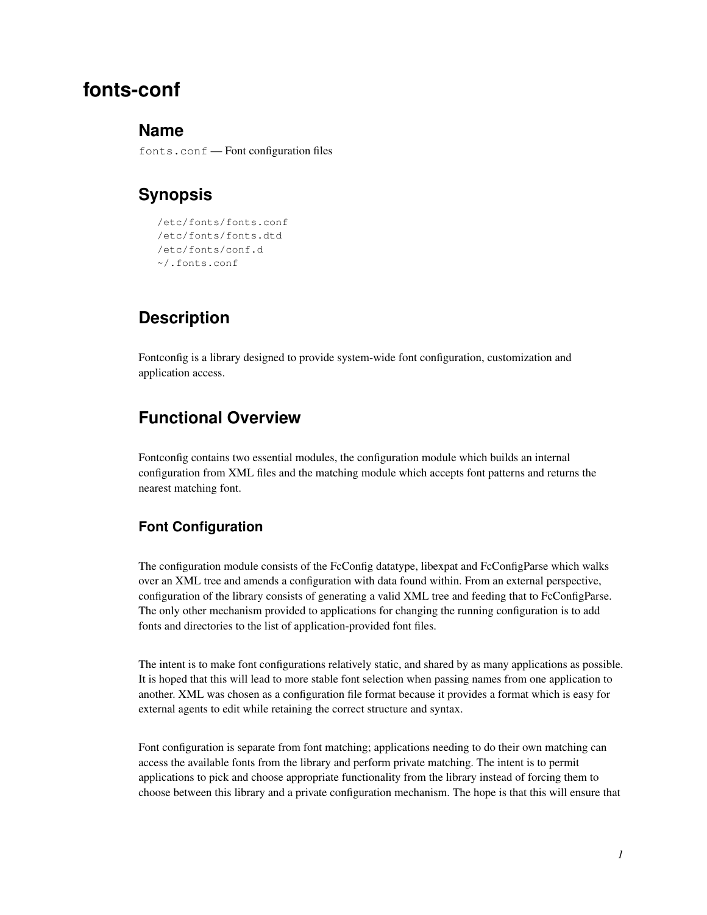# fonts-conf

## Name

`fonts.conf` — Font configuration files

## Synopsis

```
/etc/fonts/fonts.conf
/etc/fonts/fonts.dtd
/etc/fonts/conf.d
~/.fonts.conf
```

## Description

Fontconfig is a library designed to provide system-wide font configuration, customization and application access.

## Functional Overview

Fontconfig contains two essential modules, the configuration module which builds an internal configuration from XML files and the matching module which accepts font patterns and returns the nearest matching font.

### Font Configuration

The configuration module consists of the FcConfig datatype, libexpat and FcConfigParse which walks over an XML tree and amends a configuration with data found within. From an external perspective, configuration of the library consists of generating a valid XML tree and feeding that to FcConfigParse. The only other mechanism provided to applications for changing the running configuration is to add fonts and directories to the list of application-provided font files.

The intent is to make font configurations relatively static, and shared by as many applications as possible. It is hoped that this will lead to more stable font selection when passing names from one application to another. XML was chosen as a configuration file format because it provides a format which is easy for external agents to edit while retaining the correct structure and syntax.

Font configuration is separate from font matching; applications needing to do their own matching can access the available fonts from the library and perform private matching. The intent is to permit applications to pick and choose appropriate functionality from the library instead of forcing them to choose between this library and a private configuration mechanism. The hope is that this will ensure that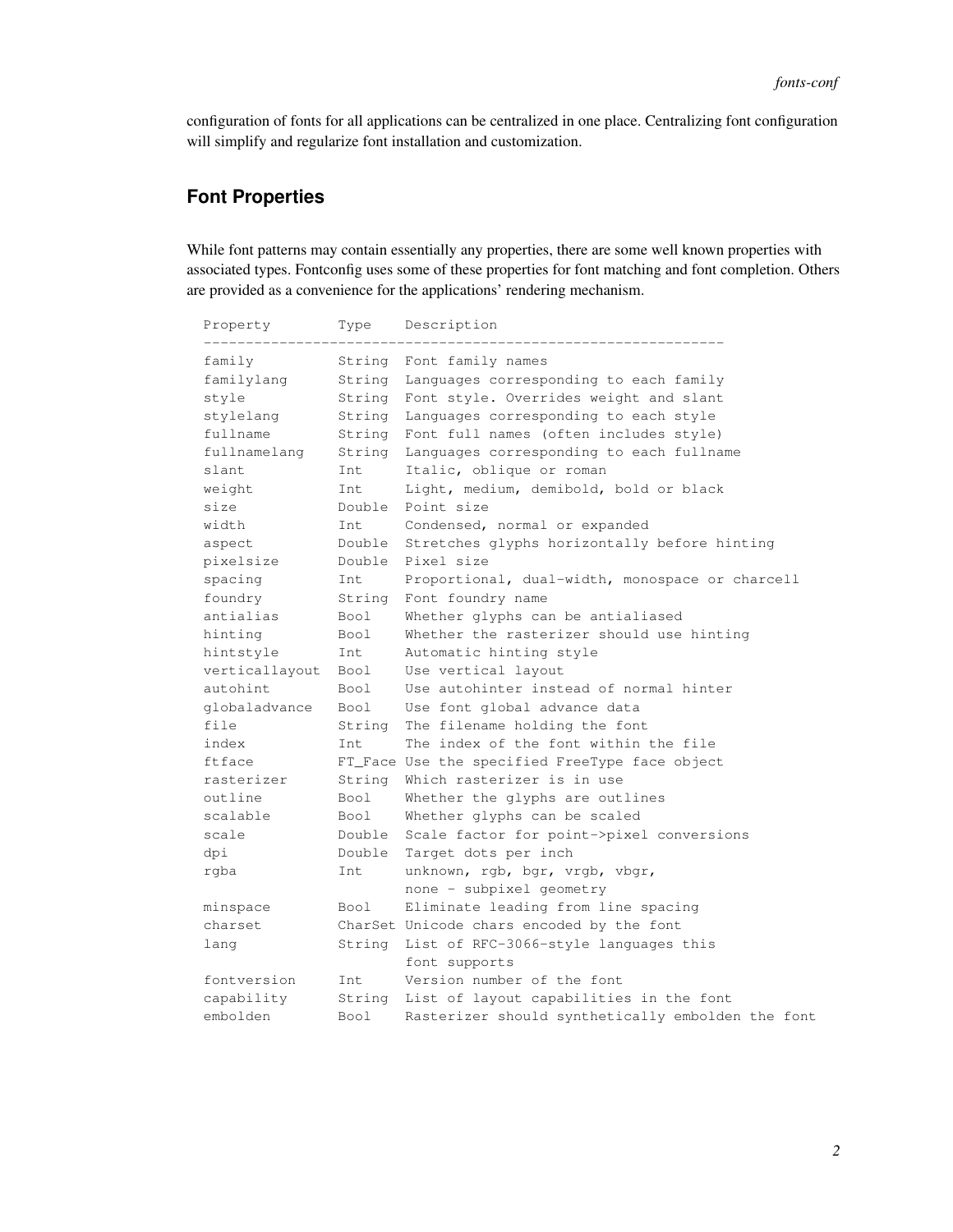configuration of fonts for all applications can be centralized in one place. Centralizing font configuration will simplify and regularize font installation and customization.

## Font Properties

While font patterns may contain essentially any properties, there are some well known properties with associated types. Fontconfig uses some of these properties for font matching and font completion. Others are provided as a convenience for the applications' rendering mechanism.

```
Property        Type    Description
--------------------------------------------------------------
family          String  Font family names
familylang      String  Languages corresponding to each family
style           String  Font style. Overrides weight and slant
stylelang       String  Languages corresponding to each style
fullname        String  Font full names (often includes style)
fullnamelang    String  Languages corresponding to each fullname
slant           Int     Italic, oblique or roman
weight          Int     Light, medium, demibold, bold or black
size            Double  Point size
width           Int     Condensed, normal or expanded
aspect          Double  Stretches glyphs horizontally before hinting
pixelsize       Double  Pixel size
spacing         Int     Proportional, dual-width, monospace or charcell
foundry         String  Font foundry name
antialias       Bool    Whether glyphs can be antialiased
hinting         Bool    Whether the rasterizer should use hinting
hintstyle       Int     Automatic hinting style
verticallayout  Bool    Use vertical layout
autohint        Bool    Use autohinter instead of normal hinter
globaladvance   Bool    Use font global advance data
file            String  The filename holding the font
index           Int     The index of the font within the file
ftface          FT_Face Use the specified FreeType face object
rasterizer      String  Which rasterizer is in use
outline         Bool    Whether the glyphs are outlines
scalable        Bool    Whether glyphs can be scaled
scale           Double  Scale factor for point->pixel conversions
dpi             Double  Target dots per inch
rgba            Int     unknown, rgb, bgr, vrgb, vbgr,
                        none - subpixel geometry
minspace        Bool    Eliminate leading from line spacing
charset         CharSet Unicode chars encoded by the font
lang            String  List of RFC-3066-style languages this
                        font supports
fontversion     Int     Version number of the font
capability      String  List of layout capabilities in the font
embolden        Bool    Rasterizer should synthetically embolden the font
```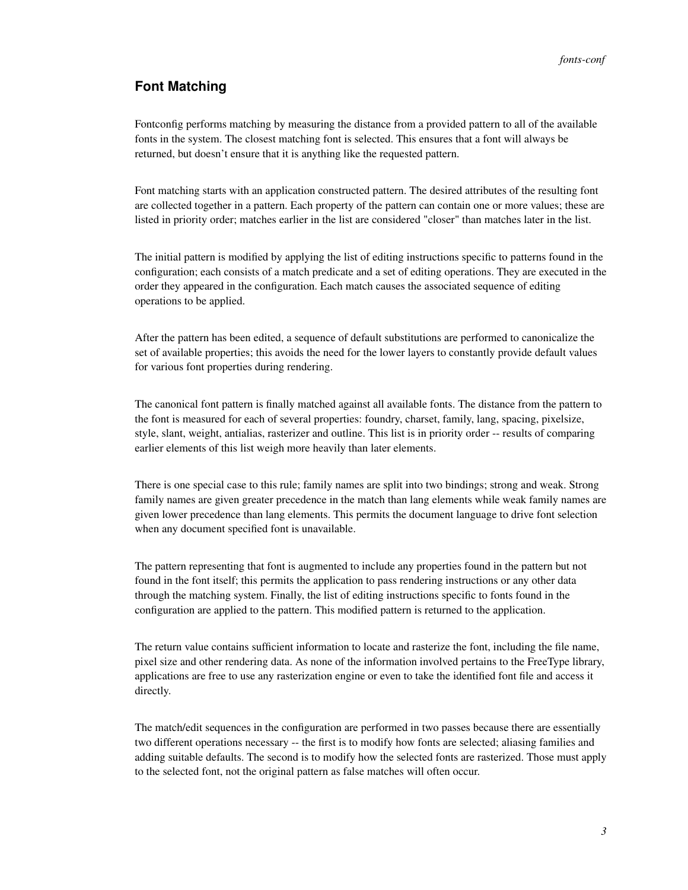## Font Matching

Fontconfig performs matching by measuring the distance from a provided pattern to all of the available fonts in the system. The closest matching font is selected. This ensures that a font will always be returned, but doesn't ensure that it is anything like the requested pattern.

Font matching starts with an application constructed pattern. The desired attributes of the resulting font are collected together in a pattern. Each property of the pattern can contain one or more values; these are listed in priority order; matches earlier in the list are considered "closer" than matches later in the list.

The initial pattern is modified by applying the list of editing instructions specific to patterns found in the configuration; each consists of a match predicate and a set of editing operations. They are executed in the order they appeared in the configuration. Each match causes the associated sequence of editing operations to be applied.

After the pattern has been edited, a sequence of default substitutions are performed to canonicalize the set of available properties; this avoids the need for the lower layers to constantly provide default values for various font properties during rendering.

The canonical font pattern is finally matched against all available fonts. The distance from the pattern to the font is measured for each of several properties: foundry, charset, family, lang, spacing, pixelsize, style, slant, weight, antialias, rasterizer and outline. This list is in priority order -- results of comparing earlier elements of this list weigh more heavily than later elements.

There is one special case to this rule; family names are split into two bindings; strong and weak. Strong family names are given greater precedence in the match than lang elements while weak family names are given lower precedence than lang elements. This permits the document language to drive font selection when any document specified font is unavailable.

The pattern representing that font is augmented to include any properties found in the pattern but not found in the font itself; this permits the application to pass rendering instructions or any other data through the matching system. Finally, the list of editing instructions specific to fonts found in the configuration are applied to the pattern. This modified pattern is returned to the application.

The return value contains sufficient information to locate and rasterize the font, including the file name, pixel size and other rendering data. As none of the information involved pertains to the FreeType library, applications are free to use any rasterization engine or even to take the identified font file and access it directly.

The match/edit sequences in the configuration are performed in two passes because there are essentially two different operations necessary -- the first is to modify how fonts are selected; aliasing families and adding suitable defaults. The second is to modify how the selected fonts are rasterized. Those must apply to the selected font, not the original pattern as false matches will often occur.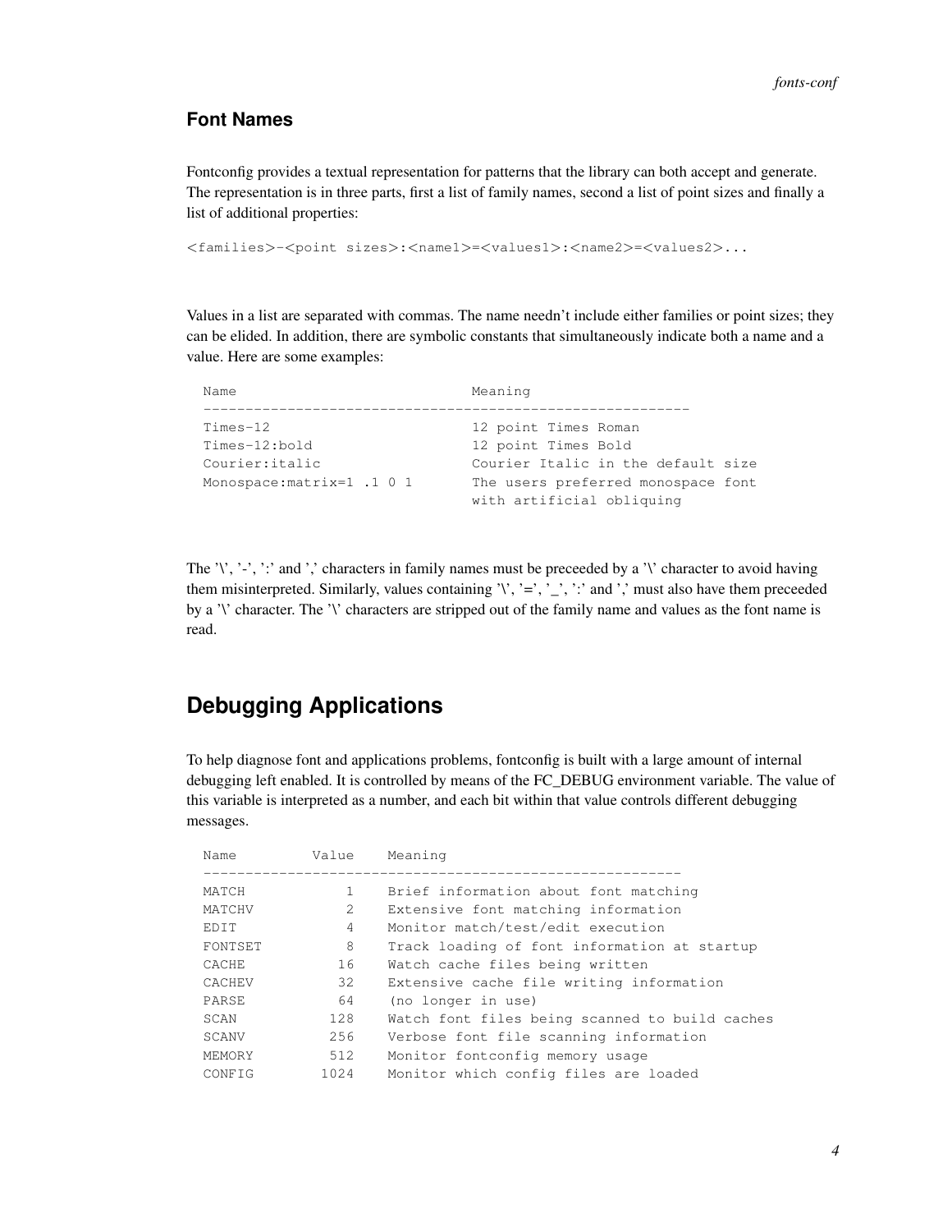## Font Names

Fontconfig provides a textual representation for patterns that the library can both accept and generate. The representation is in three parts, first a list of family names, second a list of point sizes and finally a list of additional properties:

```
<families>-<point sizes>:<name1>=<values1>:<name2>=<values2>...
```

Values in a list are separated with commas. The name needn't include either families or point sizes; they can be elided. In addition, there are symbolic constants that simultaneously indicate both a name and a value. Here are some examples:

```
Name                            Meaning
----------------------------------------------------------
Times-12                        12 point Times Roman
Times-12:bold                   12 point Times Bold
Courier:italic                  Courier Italic in the default size
Monospace:matrix=1 .1 0 1       The users preferred monospace font
                                with artificial obliquing
```

The '\', '-', ':' and ',' characters in family names must be preceeded by a '\' character to avoid having them misinterpreted. Similarly, values containing '\', '=', '_', ':' and ',' must also have them preceeded by a '\' character. The '\' characters are stripped out of the family name and values as the font name is read.

## Debugging Applications

To help diagnose font and applications problems, fontconfig is built with a large amount of internal debugging left enabled. It is controlled by means of the FC_DEBUG environment variable. The value of this variable is interpreted as a number, and each bit within that value controls different debugging messages.

```
Name         Value    Meaning
---------------------------------------------------------
MATCH            1    Brief information about font matching
MATCHV           2    Extensive font matching information
EDIT             4    Monitor match/test/edit execution
FONTSET          8    Track loading of font information at startup
CACHE           16    Watch cache files being written
CACHEV          32    Extensive cache file writing information
PARSE           64    (no longer in use)
SCAN           128    Watch font files being scanned to build caches
SCANV          256    Verbose font file scanning information
MEMORY         512    Monitor fontconfig memory usage
CONFIG        1024    Monitor which config files are loaded
```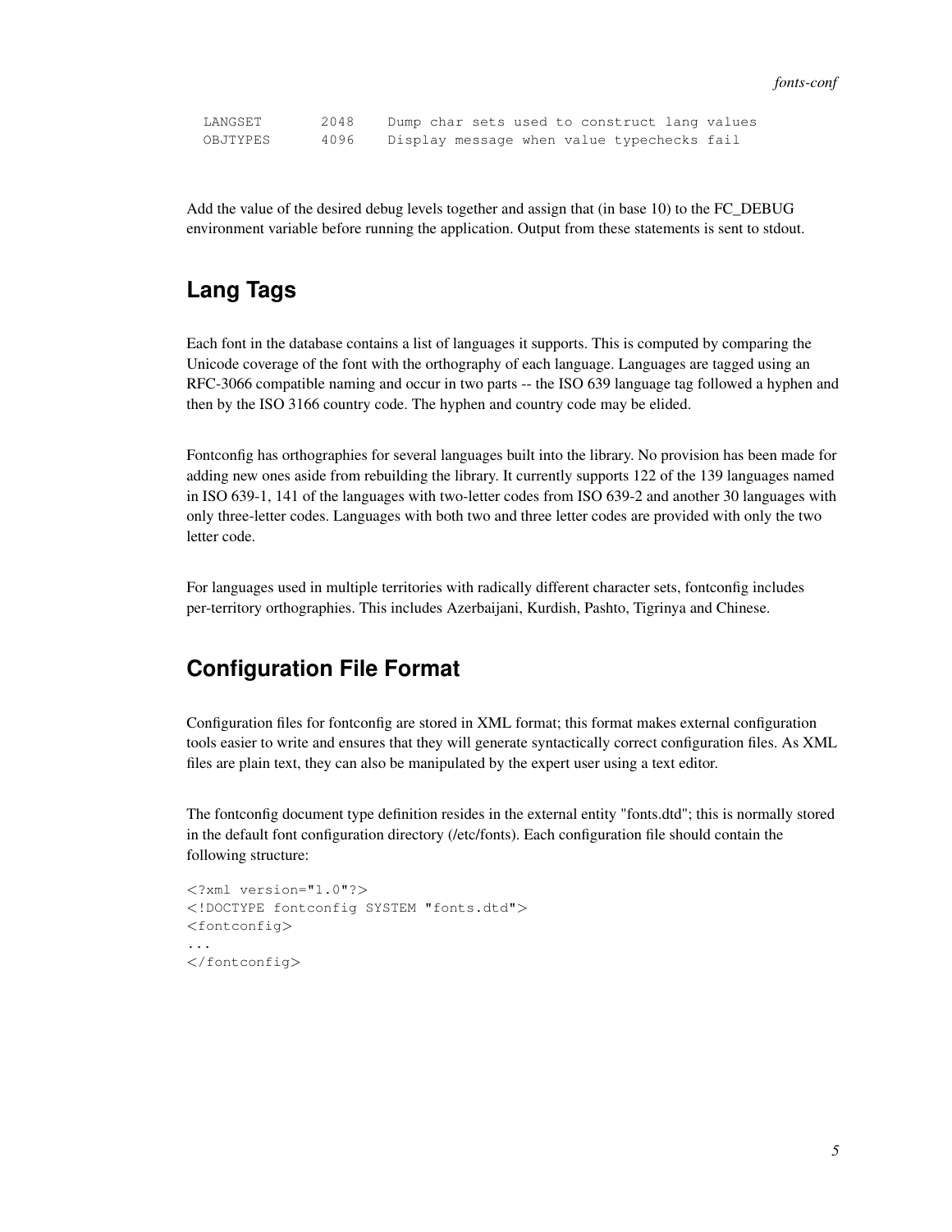```
LANGSET       2048    Dump char sets used to construct lang values
OBJTYPES      4096    Display message when value typechecks fail
```

Add the value of the desired debug levels together and assign that (in base 10) to the FC_DEBUG environment variable before running the application. Output from these statements is sent to stdout.

## Lang Tags

Each font in the database contains a list of languages it supports. This is computed by comparing the Unicode coverage of the font with the orthography of each language. Languages are tagged using an RFC-3066 compatible naming and occur in two parts -- the ISO 639 language tag followed a hyphen and then by the ISO 3166 country code. The hyphen and country code may be elided.

Fontconfig has orthographies for several languages built into the library. No provision has been made for adding new ones aside from rebuilding the library. It currently supports 122 of the 139 languages named in ISO 639-1, 141 of the languages with two-letter codes from ISO 639-2 and another 30 languages with only three-letter codes. Languages with both two and three letter codes are provided with only the two letter code.

For languages used in multiple territories with radically different character sets, fontconfig includes per-territory orthographies. This includes Azerbaijani, Kurdish, Pashto, Tigrinya and Chinese.

## Configuration File Format

Configuration files for fontconfig are stored in XML format; this format makes external configuration tools easier to write and ensures that they will generate syntactically correct configuration files. As XML files are plain text, they can also be manipulated by the expert user using a text editor.

The fontconfig document type definition resides in the external entity "fonts.dtd"; this is normally stored in the default font configuration directory (/etc/fonts). Each configuration file should contain the following structure:

```
<?xml version="1.0"?>
<!DOCTYPE fontconfig SYSTEM "fonts.dtd">
<fontconfig>
...
</fontconfig>
```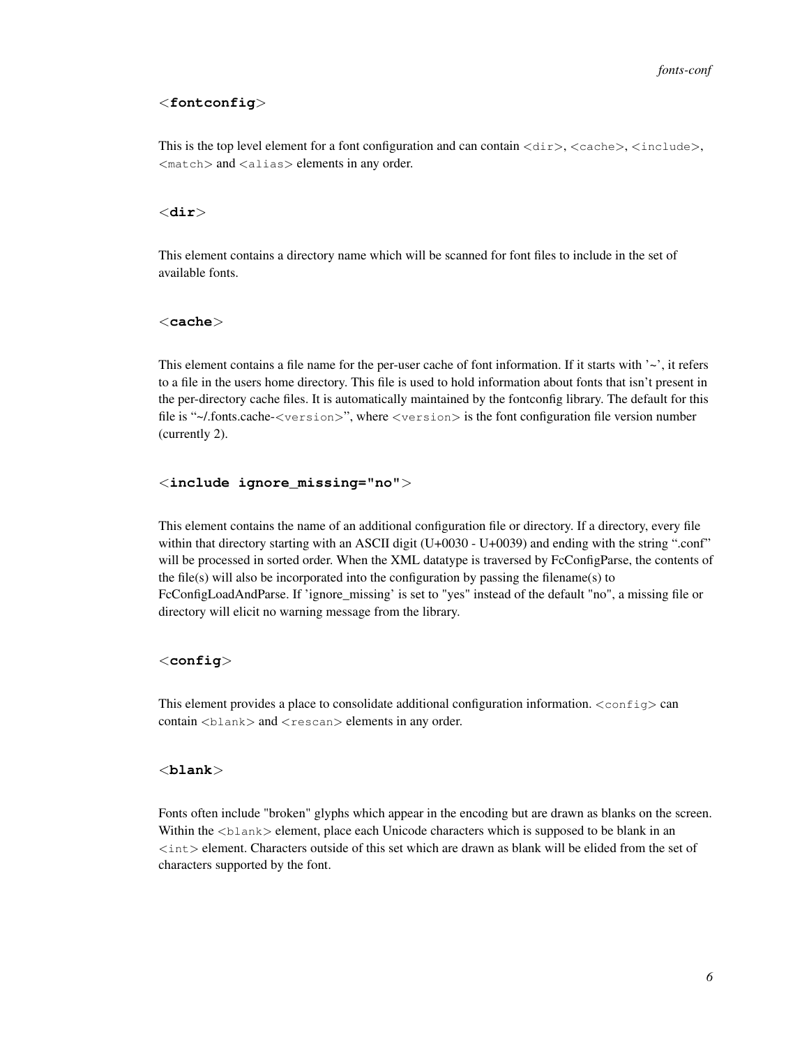### <fontconfig>

This is the top level element for a font configuration and can contain <dir>, <cache>, <include>, <match> and <alias> elements in any order.

### <dir>

This element contains a directory name which will be scanned for font files to include in the set of available fonts.

### <cache>

This element contains a file name for the per-user cache of font information. If it starts with '~', it refers to a file in the users home directory. This file is used to hold information about fonts that isn't present in the per-directory cache files. It is automatically maintained by the fontconfig library. The default for this file is "~/.fonts.cache-<version>", where <version> is the font configuration file version number (currently 2).

### <include ignore_missing="no">

This element contains the name of an additional configuration file or directory. If a directory, every file within that directory starting with an ASCII digit (U+0030 - U+0039) and ending with the string ".conf" will be processed in sorted order. When the XML datatype is traversed by FcConfigParse, the contents of the file(s) will also be incorporated into the configuration by passing the filename(s) to FcConfigLoadAndParse. If 'ignore_missing' is set to "yes" instead of the default "no", a missing file or directory will elicit no warning message from the library.

### <config>

This element provides a place to consolidate additional configuration information. <config> can contain <blank> and <rescan> elements in any order.

### <blank>

Fonts often include "broken" glyphs which appear in the encoding but are drawn as blanks on the screen. Within the <blank> element, place each Unicode characters which is supposed to be blank in an <int> element. Characters outside of this set which are drawn as blank will be elided from the set of characters supported by the font.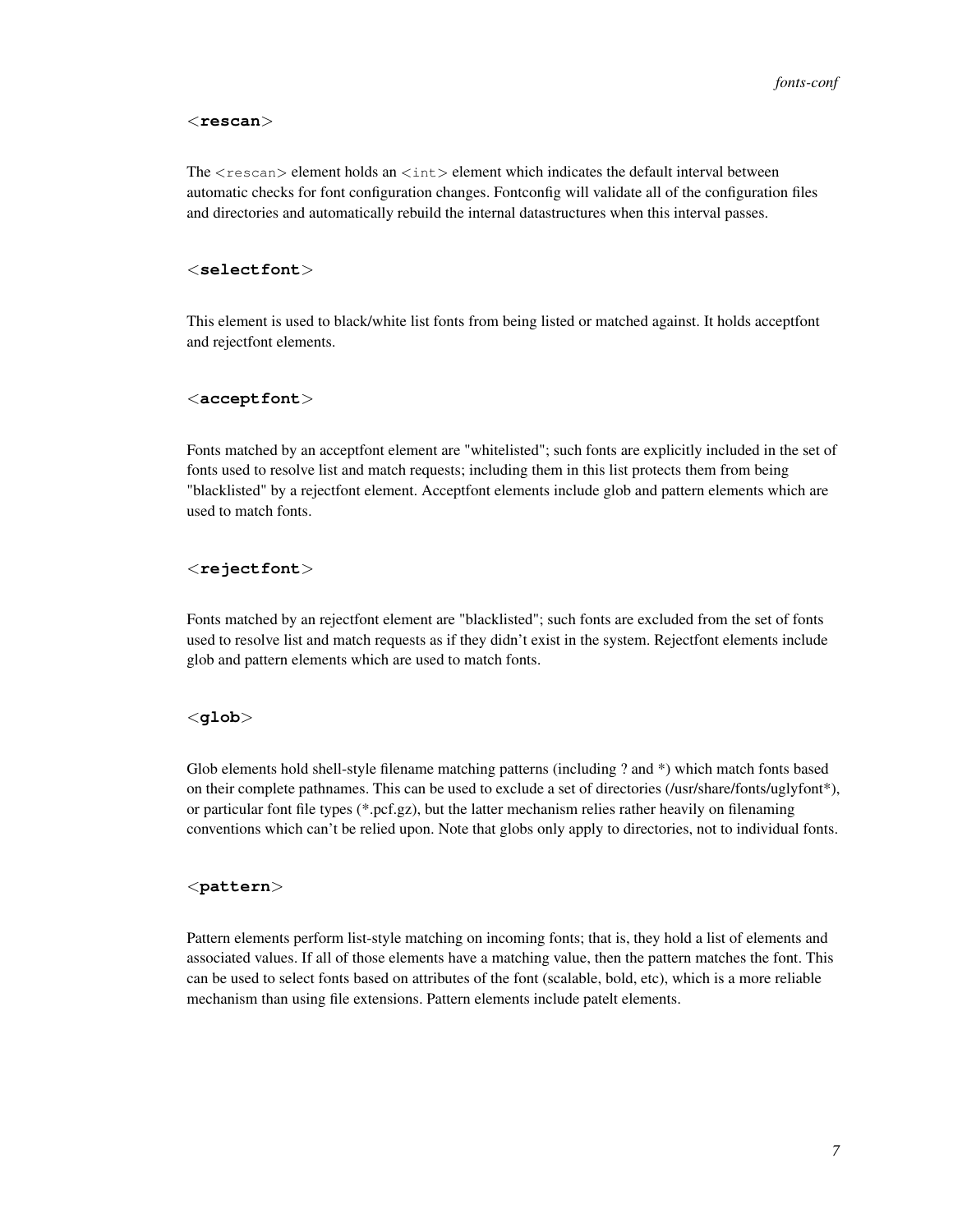### <rescan>

The <rescan> element holds an <int> element which indicates the default interval between automatic checks for font configuration changes. Fontconfig will validate all of the configuration files and directories and automatically rebuild the internal datastructures when this interval passes.

### <selectfont>

This element is used to black/white list fonts from being listed or matched against. It holds acceptfont and rejectfont elements.

### <acceptfont>

Fonts matched by an acceptfont element are "whitelisted"; such fonts are explicitly included in the set of fonts used to resolve list and match requests; including them in this list protects them from being "blacklisted" by a rejectfont element. Acceptfont elements include glob and pattern elements which are used to match fonts.

### <rejectfont>

Fonts matched by an rejectfont element are "blacklisted"; such fonts are excluded from the set of fonts used to resolve list and match requests as if they didn't exist in the system. Rejectfont elements include glob and pattern elements which are used to match fonts.

### <glob>

Glob elements hold shell-style filename matching patterns (including ? and *) which match fonts based on their complete pathnames. This can be used to exclude a set of directories (/usr/share/fonts/uglyfont*), or particular font file types (*.pcf.gz), but the latter mechanism relies rather heavily on filenaming conventions which can't be relied upon. Note that globs only apply to directories, not to individual fonts.

### <pattern>

Pattern elements perform list-style matching on incoming fonts; that is, they hold a list of elements and associated values. If all of those elements have a matching value, then the pattern matches the font. This can be used to select fonts based on attributes of the font (scalable, bold, etc), which is a more reliable mechanism than using file extensions. Pattern elements include patelt elements.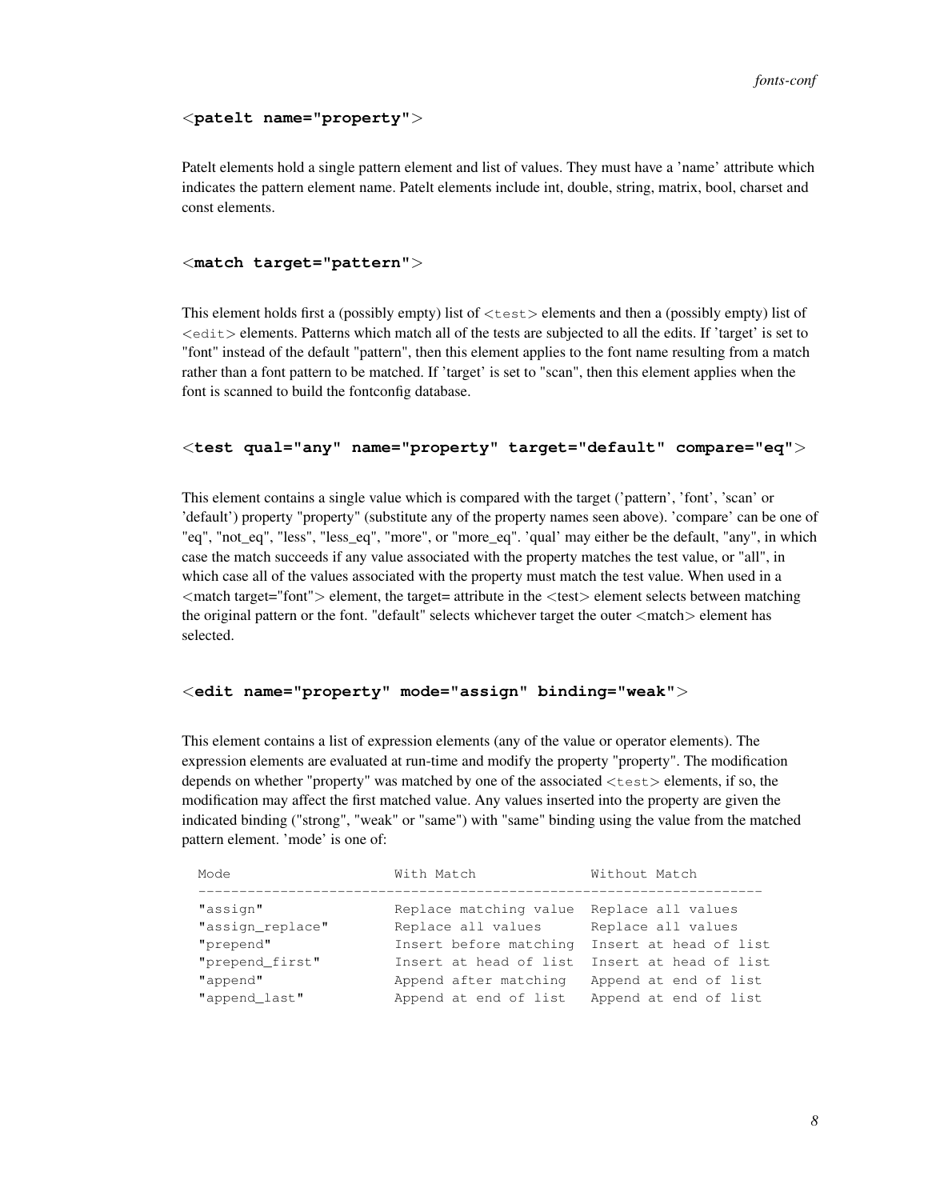### <patelt name="property">

Patelt elements hold a single pattern element and list of values. They must have a 'name' attribute which indicates the pattern element name. Patelt elements include int, double, string, matrix, bool, charset and const elements.

### <match target="pattern">

This element holds first a (possibly empty) list of `<test>` elements and then a (possibly empty) list of `<edit>` elements. Patterns which match all of the tests are subjected to all the edits. If 'target' is set to "font" instead of the default "pattern", then this element applies to the font name resulting from a match rather than a font pattern to be matched. If 'target' is set to "scan", then this element applies when the font is scanned to build the fontconfig database.

### <test qual="any" name="property" target="default" compare="eq">

This element contains a single value which is compared with the target ('pattern', 'font', 'scan' or 'default') property "property" (substitute any of the property names seen above). 'compare' can be one of "eq", "not_eq", "less", "less_eq", "more", or "more_eq". 'qual' may either be the default, "any", in which case the match succeeds if any value associated with the property matches the test value, or "all", in which case all of the values associated with the property must match the test value. When used in a <match target="font"> element, the target= attribute in the <test> element selects between matching the original pattern or the font. "default" selects whichever target the outer <match> element has selected.

### <edit name="property" mode="assign" binding="weak">

This element contains a list of expression elements (any of the value or operator elements). The expression elements are evaluated at run-time and modify the property "property". The modification depends on whether "property" was matched by one of the associated `<test>` elements, if so, the modification may affect the first matched value. Any values inserted into the property are given the indicated binding ("strong", "weak" or "same") with "same" binding using the value from the matched pattern element. 'mode' is one of:

```
Mode                    With Match              Without Match
---------------------------------------------------------------------
"assign"                Replace matching value  Replace all values
"assign_replace"        Replace all values      Replace all values
"prepend"               Insert before matching  Insert at head of list
"prepend_first"         Insert at head of list  Insert at head of list
"append"                Append after matching   Append at end of list
"append_last"           Append at end of list   Append at end of list
```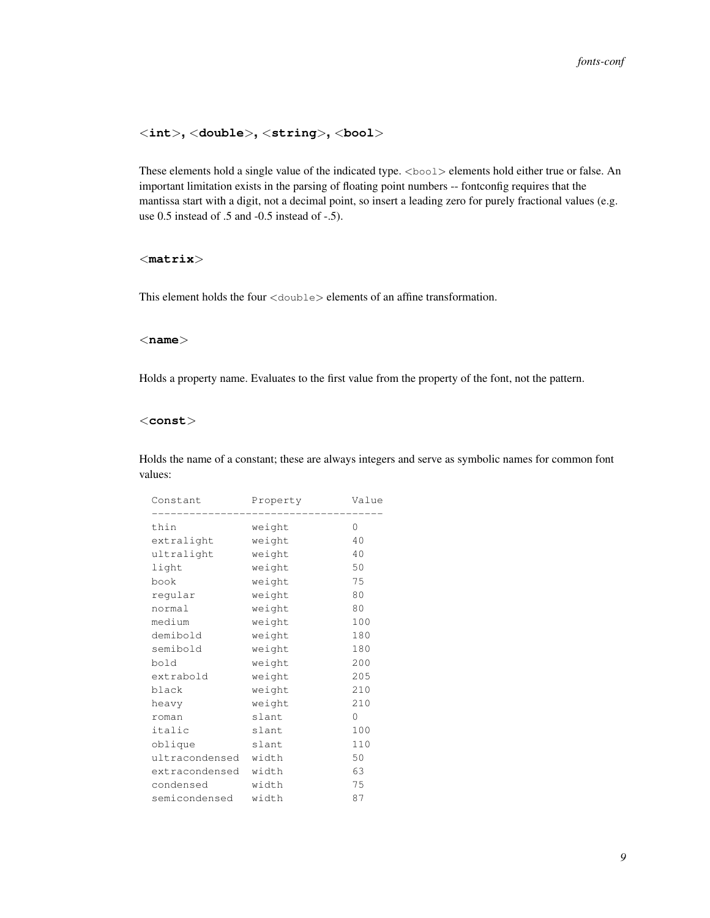### <int>, <double>, <string>, <bool>

These elements hold a single value of the indicated type. `<bool>` elements hold either true or false. An important limitation exists in the parsing of floating point numbers -- fontconfig requires that the mantissa start with a digit, not a decimal point, so insert a leading zero for purely fractional values (e.g. use 0.5 instead of .5 and -0.5 instead of -.5).

### <matrix>

This element holds the four `<double>` elements of an affine transformation.

### <name>

Holds a property name. Evaluates to the first value from the property of the font, not the pattern.

### <const>

Holds the name of a constant; these are always integers and serve as symbolic names for common font values:

```
Constant        Property        Value
-------------------------------------
thin            weight          0
extralight      weight          40
ultralight      weight          40
light           weight          50
book            weight          75
regular         weight          80
normal          weight          80
medium          weight          100
demibold        weight          180
semibold        weight          180
bold            weight          200
extrabold       weight          205
black           weight          210
heavy           weight          210
roman           slant           0
italic          slant           100
oblique         slant           110
ultracondensed  width           50
extracondensed  width           63
condensed       width           75
semicondensed   width           87
```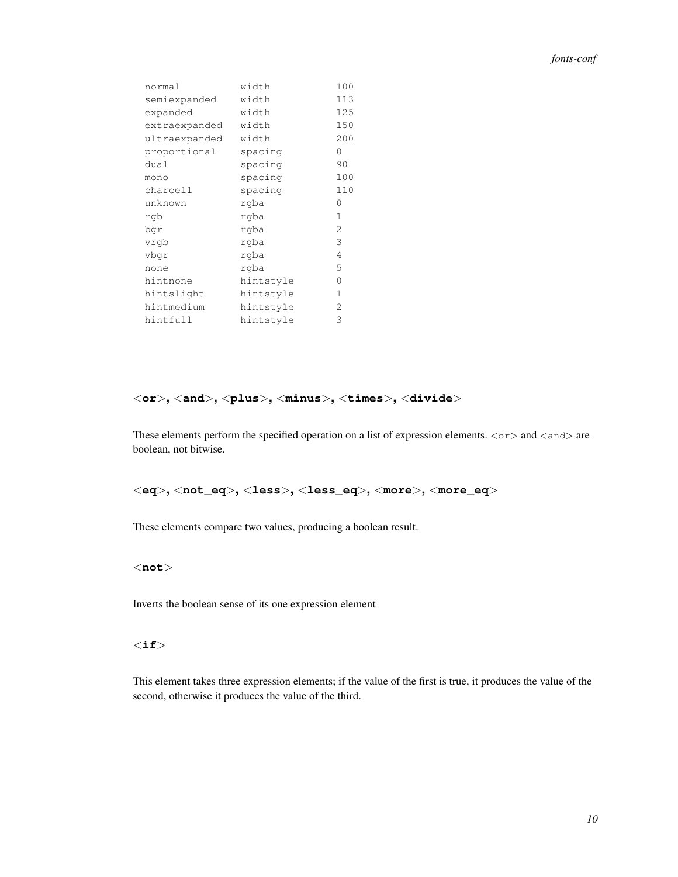```
normal          width           100
semiexpanded    width           113
expanded        width           125
extraexpanded   width           150
ultraexpanded   width           200
proportional    spacing         0
dual            spacing         90
mono            spacing         100
charcell        spacing         110
unknown         rgba            0
rgb             rgba            1
bgr             rgba            2
vrgb            rgba            3
vbgr            rgba            4
none            rgba            5
hintnone        hintstyle       0
hintslight      hintstyle       1
hintmedium      hintstyle       2
hintfull        hintstyle       3
```

### <or>, <and>, <plus>, <minus>, <times>, <divide>

These elements perform the specified operation on a list of expression elements. `<or>` and `<and>` are boolean, not bitwise.

### <eq>, <not_eq>, <less>, <less_eq>, <more>, <more_eq>

These elements compare two values, producing a boolean result.

### <not>

Inverts the boolean sense of its one expression element

### <if>

This element takes three expression elements; if the value of the first is true, it produces the value of the second, otherwise it produces the value of the third.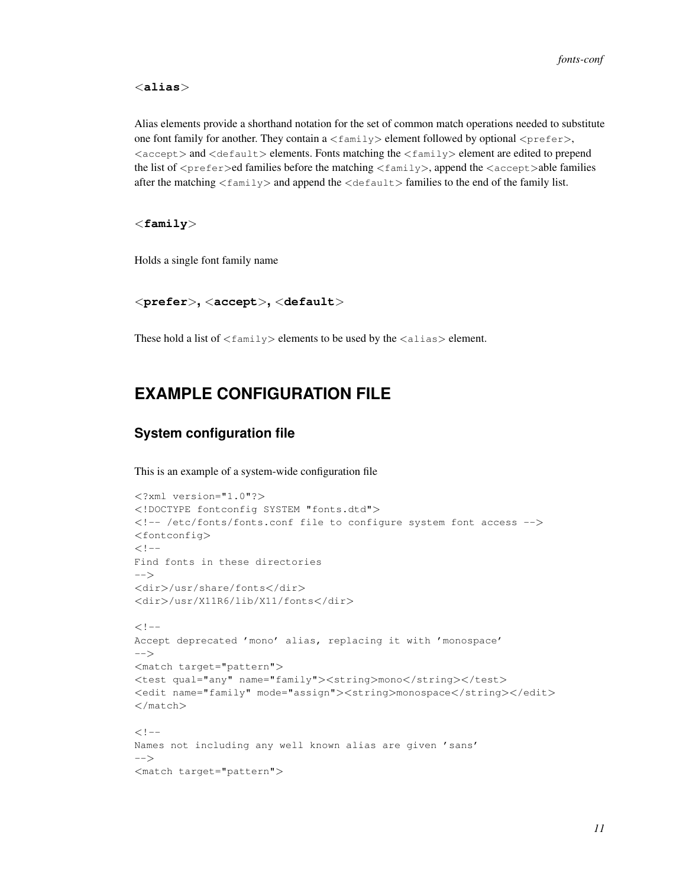**<alias>**

Alias elements provide a shorthand notation for the set of common match operations needed to substitute one font family for another. They contain a `<family>` element followed by optional `<prefer>`, `<accept>` and `<default>` elements. Fonts matching the `<family>` element are edited to prepend the list of `<prefer>`ed families before the matching `<family>`, append the `<accept>`able families after the matching `<family>` and append the `<default>` families to the end of the family list.

**<family>**

Holds a single font family name

**<prefer>, <accept>, <default>**

These hold a list of `<family>` elements to be used by the `<alias>` element.

## EXAMPLE CONFIGURATION FILE

### System configuration file

This is an example of a system-wide configuration file

```
<?xml version="1.0"?>
<!DOCTYPE fontconfig SYSTEM "fonts.dtd">
<!-- /etc/fonts/fonts.conf file to configure system font access -->
<fontconfig>
<!--
Find fonts in these directories
-->
<dir>/usr/share/fonts</dir>
<dir>/usr/X11R6/lib/X11/fonts</dir>

<!--
Accept deprecated 'mono' alias, replacing it with 'monospace'
-->
<match target="pattern">
<test qual="any" name="family"><string>mono</string></test>
<edit name="family" mode="assign"><string>monospace</string></edit>
</match>

<!--
Names not including any well known alias are given 'sans'
-->
<match target="pattern">
```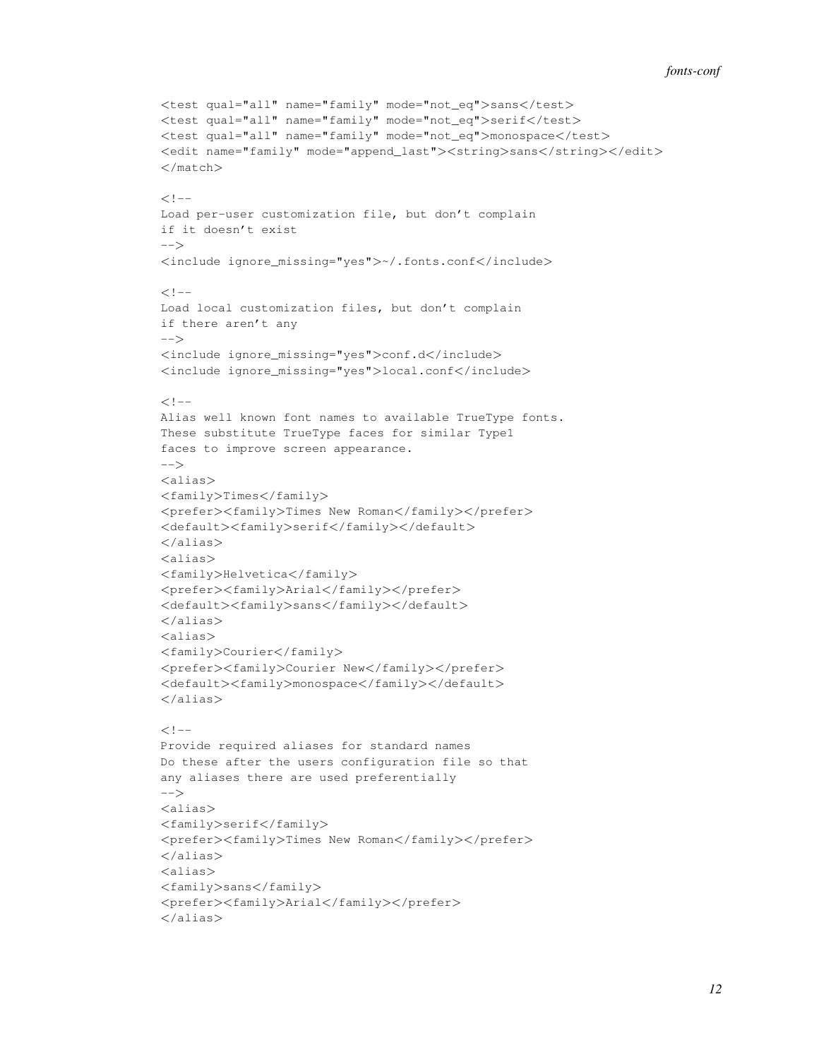```
<test qual="all" name="family" mode="not_eq">sans</test>
<test qual="all" name="family" mode="not_eq">serif</test>
<test qual="all" name="family" mode="not_eq">monospace</test>
<edit name="family" mode="append_last"><string>sans</string></edit>
</match>

<!--
Load per-user customization file, but don't complain
if it doesn't exist
-->
<include ignore_missing="yes">~/.fonts.conf</include>

<!--
Load local customization files, but don't complain
if there aren't any
-->
<include ignore_missing="yes">conf.d</include>
<include ignore_missing="yes">local.conf</include>

<!--
Alias well known font names to available TrueType fonts.
These substitute TrueType faces for similar Type1
faces to improve screen appearance.
-->
<alias>
<family>Times</family>
<prefer><family>Times New Roman</family></prefer>
<default><family>serif</family></default>
</alias>
<alias>
<family>Helvetica</family>
<prefer><family>Arial</family></prefer>
<default><family>sans</family></default>
</alias>
<alias>
<family>Courier</family>
<prefer><family>Courier New</family></prefer>
<default><family>monospace</family></default>
</alias>

<!--
Provide required aliases for standard names
Do these after the users configuration file so that
any aliases there are used preferentially
-->
<alias>
<family>serif</family>
<prefer><family>Times New Roman</family></prefer>
</alias>
<alias>
<family>sans</family>
<prefer><family>Arial</family></prefer>
</alias>
```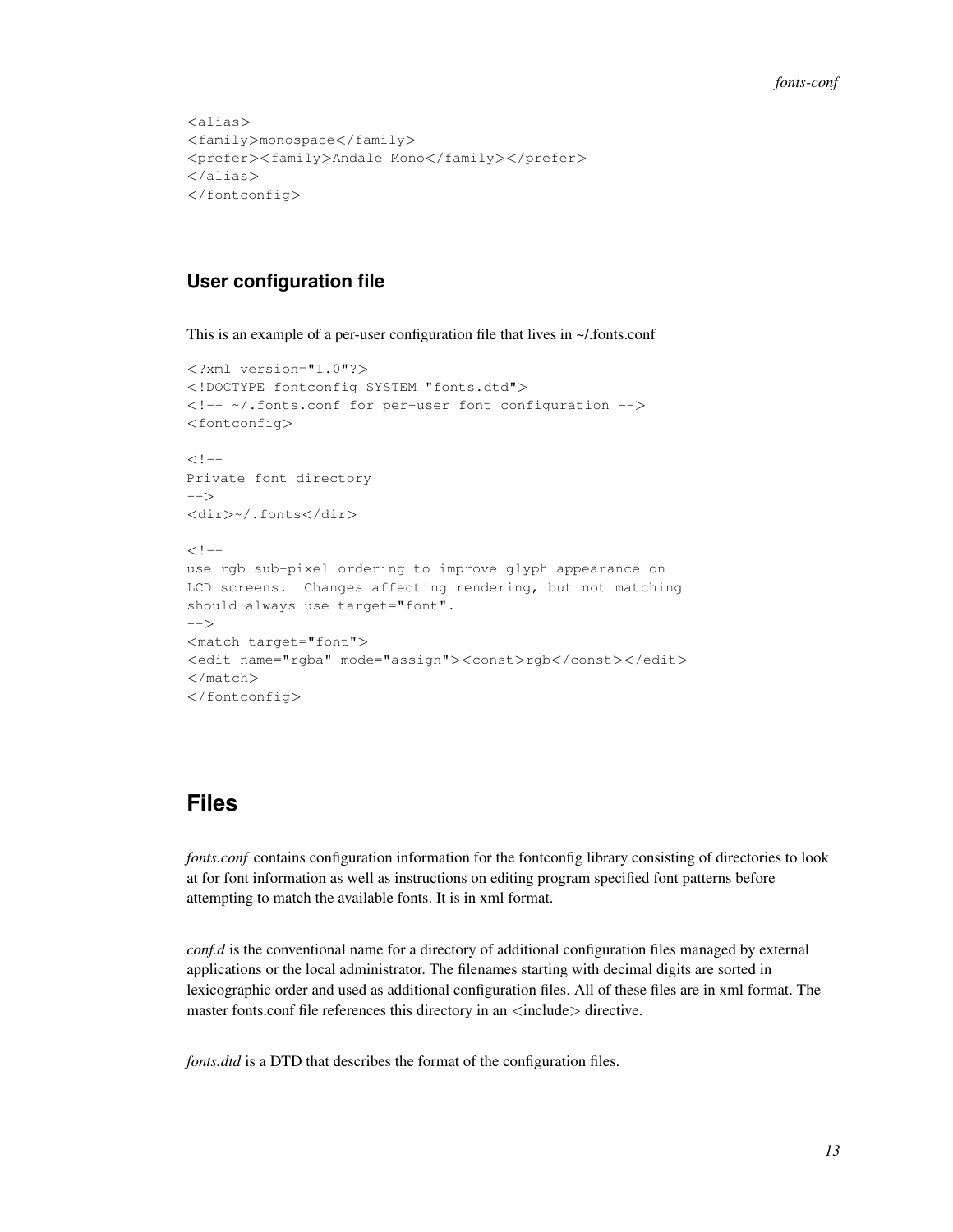```
<alias>
<family>monospace</family>
<prefer><family>Andale Mono</family></prefer>
</alias>
</fontconfig>
```

### User configuration file

This is an example of a per-user configuration file that lives in ~/.fonts.conf

```
<?xml version="1.0"?>
<!DOCTYPE fontconfig SYSTEM "fonts.dtd">
<!-- ~/.fonts.conf for per-user font configuration -->
<fontconfig>

<!--
Private font directory
-->
<dir>~/.fonts</dir>

<!--
use rgb sub-pixel ordering to improve glyph appearance on
LCD screens.  Changes affecting rendering, but not matching
should always use target="font".
-->
<match target="font">
<edit name="rgba" mode="assign"><const>rgb</const></edit>
</match>
</fontconfig>
```

## Files

*fonts.conf* contains configuration information for the fontconfig library consisting of directories to look at for font information as well as instructions on editing program specified font patterns before attempting to match the available fonts. It is in xml format.

*conf.d* is the conventional name for a directory of additional configuration files managed by external applications or the local administrator. The filenames starting with decimal digits are sorted in lexicographic order and used as additional configuration files. All of these files are in xml format. The master fonts.conf file references this directory in an <include> directive.

*fonts.dtd* is a DTD that describes the format of the configuration files.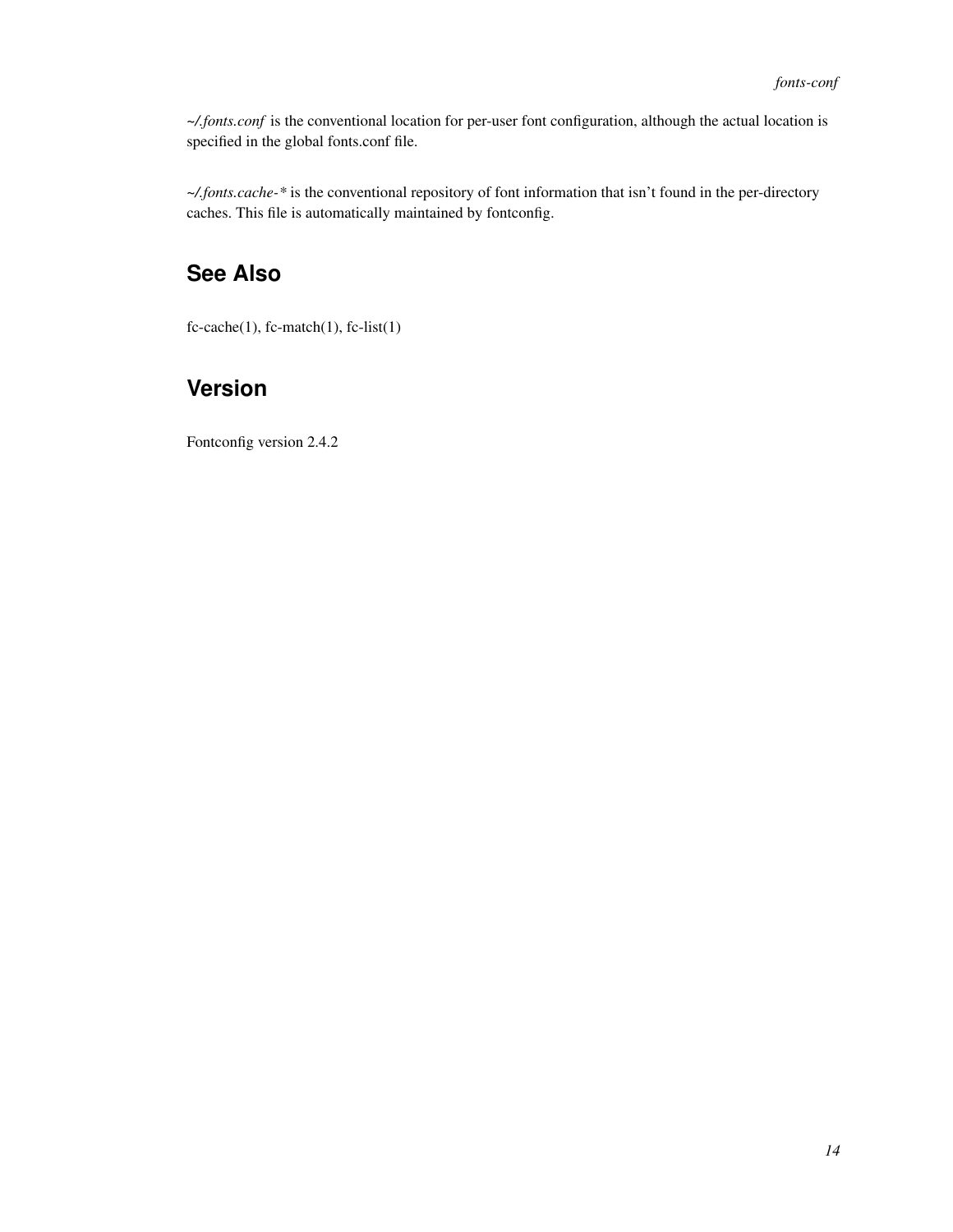*~/.fonts.conf* is the conventional location for per-user font configuration, although the actual location is specified in the global fonts.conf file.

*~/.fonts.cache-** is the conventional repository of font information that isn't found in the per-directory caches. This file is automatically maintained by fontconfig.

## See Also

fc-cache(1), fc-match(1), fc-list(1)

## Version

Fontconfig version 2.4.2